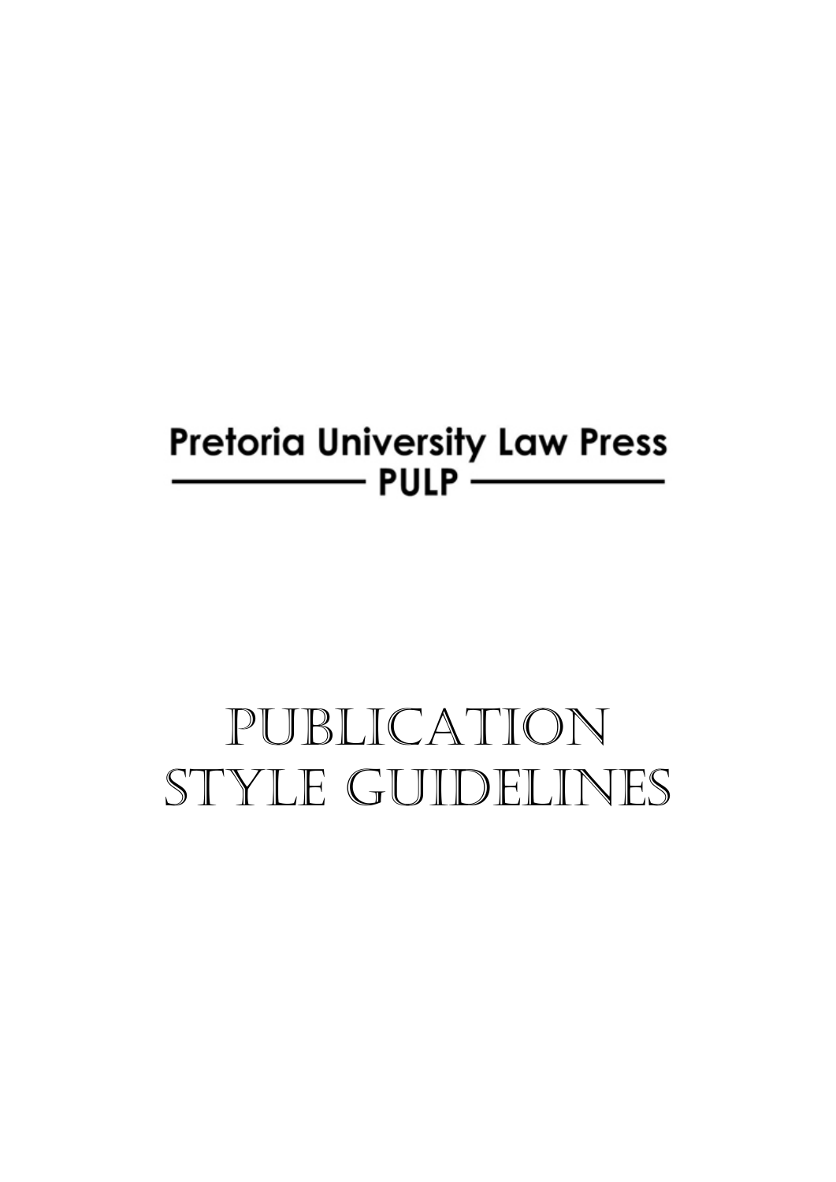**Pretoria University Law Press**

**PULP**

# PUBLICATION STYLE GUIDELINES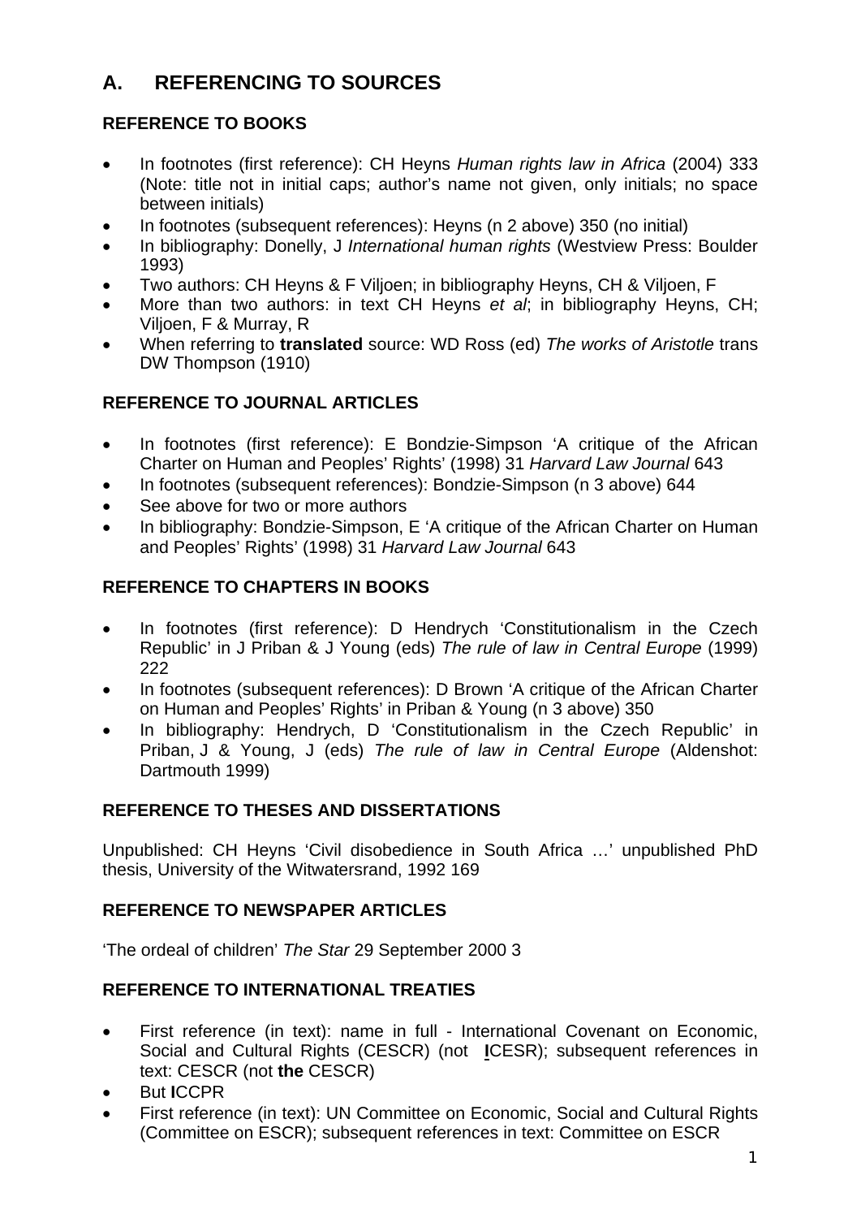# A. REFERENCING TO SOURCES

## REFERENCE TO BOOKS

- In footnotes (first reference): CH Heyns *Human rights law in Africa* (2004) 333 (Note: title not in initial caps; author's name not given, only initials; no space between initials)
- In footnotes (subsequent references): Heyns (n 2 above) 350 (no initial)
- In bibliography: Donelly, J *International human rights* (Westview Press: Boulder 1993)
- Two authors: CH Heyns & F Viljoen; in bibliography Heyns, CH & Viljoen, F
- More than two authors: in text CH Heyns *et al*; in bibliography Heyns, CH; Viljoen, F & Murray, R
- When referring to **translated** source: WD Ross (ed) *The works of Aristotle* trans DW Thompson (1910)

## REFERENCE TO JOURNAL ARTICLES

- In footnotes (first reference): E Bondzie-Simpson 'A critique of the African Charter on Human and Peoples' Rights' (1998) 31 *Harvard Law Journal* 643
- In footnotes (subsequent references): Bondzie-Simpson (n 3 above) 644
- See above for two or more authors
- In bibliography: Bondzie-Simpson, E 'A critique of the African Charter on Human and Peoples' Rights' (1998) 31 *Harvard Law Journal* 643

## REFERENCE TO CHAPTERS IN BOOKS

- In footnotes (first reference): D Hendrych 'Constitutionalism in the Czech Republic' in J Priban & J Young (eds) *The rule of law in Central Europe* (1999) 222
- In footnotes (subsequent references): D Brown 'A critique of the African Charter on Human and Peoples' Rights' in Priban & Young (n 3 above) 350
- In bibliography: Hendrych, D 'Constitutionalism in the Czech Republic' in Priban, J & Young, J (eds) *The rule of law in Central Europe* (Aldenshot: Dartmouth 1999)

## REFERENCE TO THESES AND DISSERTATIONS

Unpublished: CH Heyns 'Civil disobedience in South Africa …' unpublished PhD thesis, University of the Witwatersrand, 1992 169

## REFERENCE TO NEWSPAPER ARTICLES

'The ordeal of children' *The Star* 29 September 2000 3

## REFERENCE TO INTERNATIONAL TREATIES

- First reference (in text): name in full - International Covenant on Economic, Social and Cultural Rights (CESCR) (not **I**CESR); subsequent references in text: CESCR (not **the** CESCR)
- But **I**CCPR
- First reference (in text): UN Committee on Economic, Social and Cultural Rights (Committee on ESCR); subsequent references in text: Committee on ESCR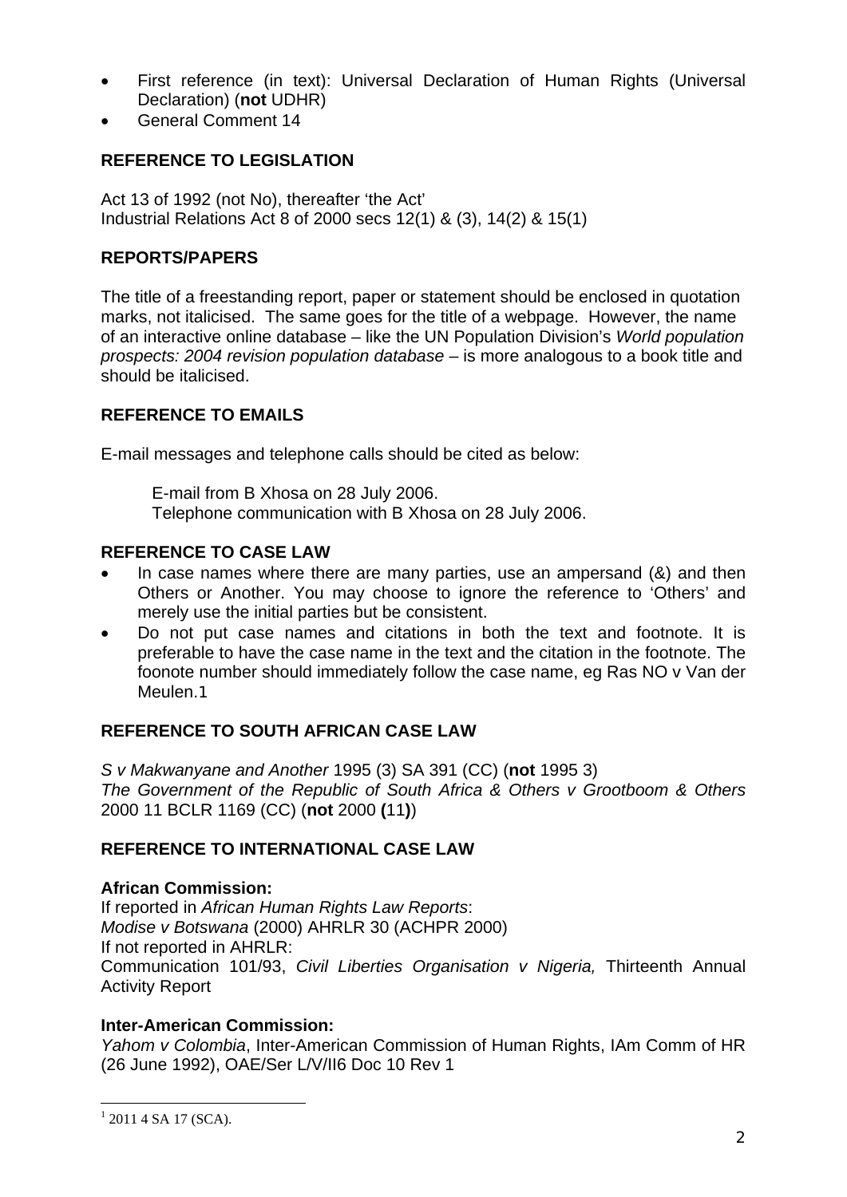- First reference (in text): Universal Declaration of Human Rights (Universal Declaration) (**not** UDHR)
- General Comment 14

**REFERENCE TO LEGISLATION**

Act 13 of 1992 (not No), thereafter 'the Act'
Industrial Relations Act 8 of 2000 secs 12(1) & (3), 14(2) & 15(1)

**REPORTS/PAPERS**

The title of a freestanding report, paper or statement should be enclosed in quotation marks, not italicised. The same goes for the title of a webpage. However, the name of an interactive online database – like the UN Population Division's *World population prospects: 2004 revision population database* – is more analogous to a book title and should be italicised.

**REFERENCE TO EMAILS**

E-mail messages and telephone calls should be cited as below:

> E-mail from B Xhosa on 28 July 2006.
> Telephone communication with B Xhosa on 28 July 2006.

**REFERENCE TO CASE LAW**

- In case names where there are many parties, use an ampersand (&) and then Others or Another. You may choose to ignore the reference to 'Others' and merely use the initial parties but be consistent.
- Do not put case names and citations in both the text and footnote. It is preferable to have the case name in the text and the citation in the footnote. The foonote number should immediately follow the case name, eg Ras NO v Van der Meulen.[1]

**REFERENCE TO SOUTH AFRICAN CASE LAW**

*S v Makwanyane and Another* 1995 (3) SA 391 (CC) (**not** 1995 3)
*The Government of the Republic of South Africa & Others v Grootboom & Others* 2000 11 BCLR 1169 (CC) (**not** 2000 **(**11**)**)

**REFERENCE TO INTERNATIONAL CASE LAW**

**African Commission:**
If reported in *African Human Rights Law Reports*:
*Modise v Botswana* (2000) AHRLR 30 (ACHPR 2000)
If not reported in AHRLR:
Communication 101/93, *Civil Liberties Organisation v Nigeria,* Thirteenth Annual Activity Report

**Inter-American Commission:**
*Yahom v Colombia*, Inter-American Commission of Human Rights, IAm Comm of HR (26 June 1992), OAE/Ser L/V/II6 Doc 10 Rev 1

---

[1] 2011 4 SA 17 (SCA).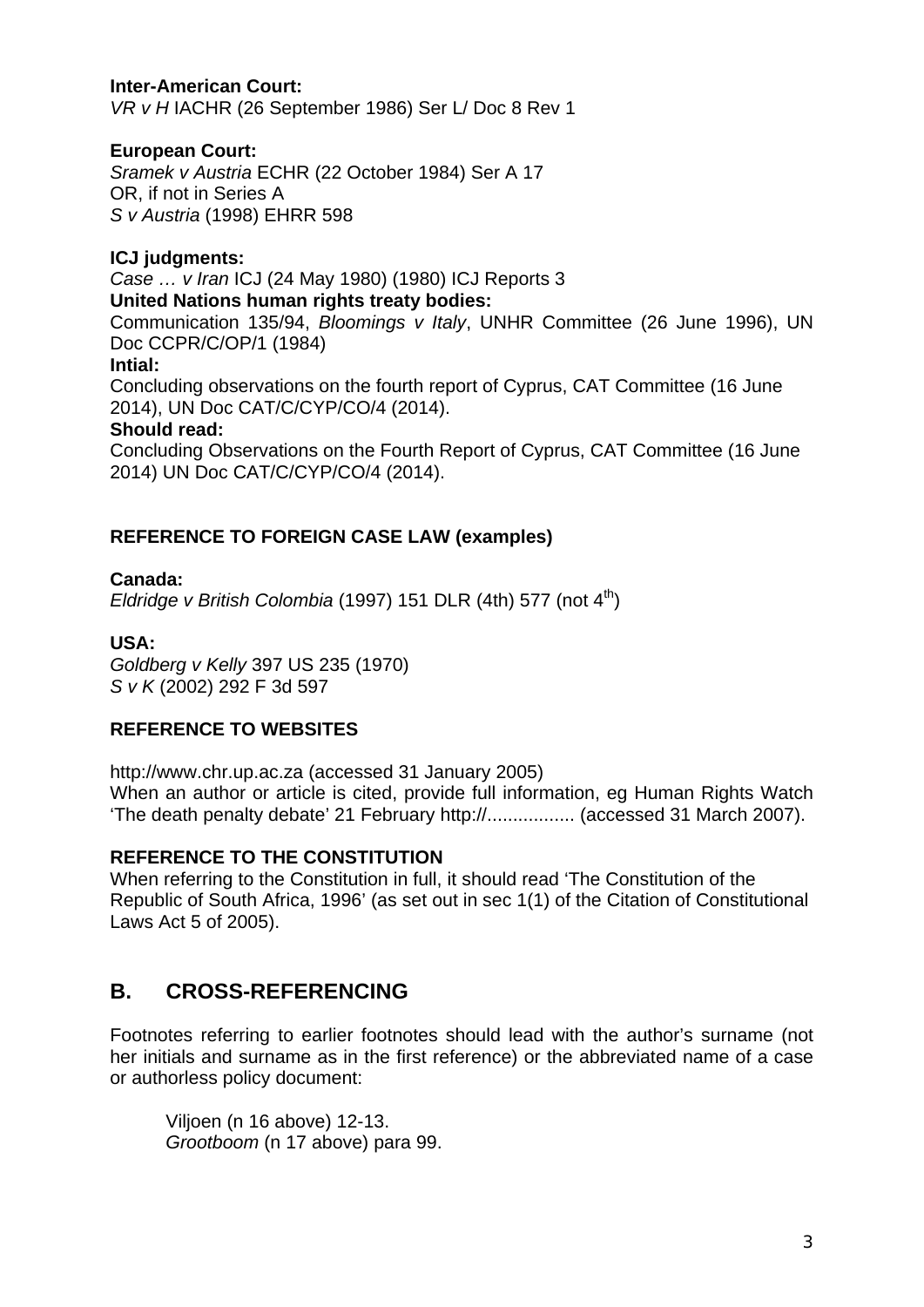**Inter-American Court:**
*VR v H* IACHR (26 September 1986) Ser L/ Doc 8 Rev 1

**European Court:**
*Sramek v Austria* ECHR (22 October 1984) Ser A 17
OR, if not in Series A
*S v Austria* (1998) EHRR 598

**ICJ judgments:**
*Case … v Iran* ICJ (24 May 1980) (1980) ICJ Reports 3
**United Nations human rights treaty bodies:**
Communication 135/94, *Bloomings v Italy*, UNHR Committee (26 June 1996), UN Doc CCPR/C/OP/1 (1984)
**Intial:**
Concluding observations on the fourth report of Cyprus, CAT Committee (16 June 2014), UN Doc CAT/C/CYP/CO/4 (2014).
**Should read:**
Concluding Observations on the Fourth Report of Cyprus, CAT Committee (16 June 2014) UN Doc CAT/C/CYP/CO/4 (2014).

**REFERENCE TO FOREIGN CASE LAW (examples)**

**Canada:**
*Eldridge v British Colombia* (1997) 151 DLR (4th) 577 (not 4$^{th}$)

**USA:**
*Goldberg v Kelly* 397 US 235 (1970)
*S v K* (2002) 292 F 3d 597

**REFERENCE TO WEBSITES**

http://www.chr.up.ac.za (accessed 31 January 2005)
When an author or article is cited, provide full information, eg Human Rights Watch 'The death penalty debate' 21 February http://................. (accessed 31 March 2007).

**REFERENCE TO THE CONSTITUTION**
When referring to the Constitution in full, it should read 'The Constitution of the Republic of South Africa, 1996' (as set out in sec 1(1) of the Citation of Constitutional Laws Act 5 of 2005).

## B. CROSS-REFERENCING

Footnotes referring to earlier footnotes should lead with the author's surname (not her initials and surname as in the first reference) or the abbreviated name of a case or authorless policy document:

> Viljoen (n 16 above) 12-13.
> *Grootboom* (n 17 above) para 99.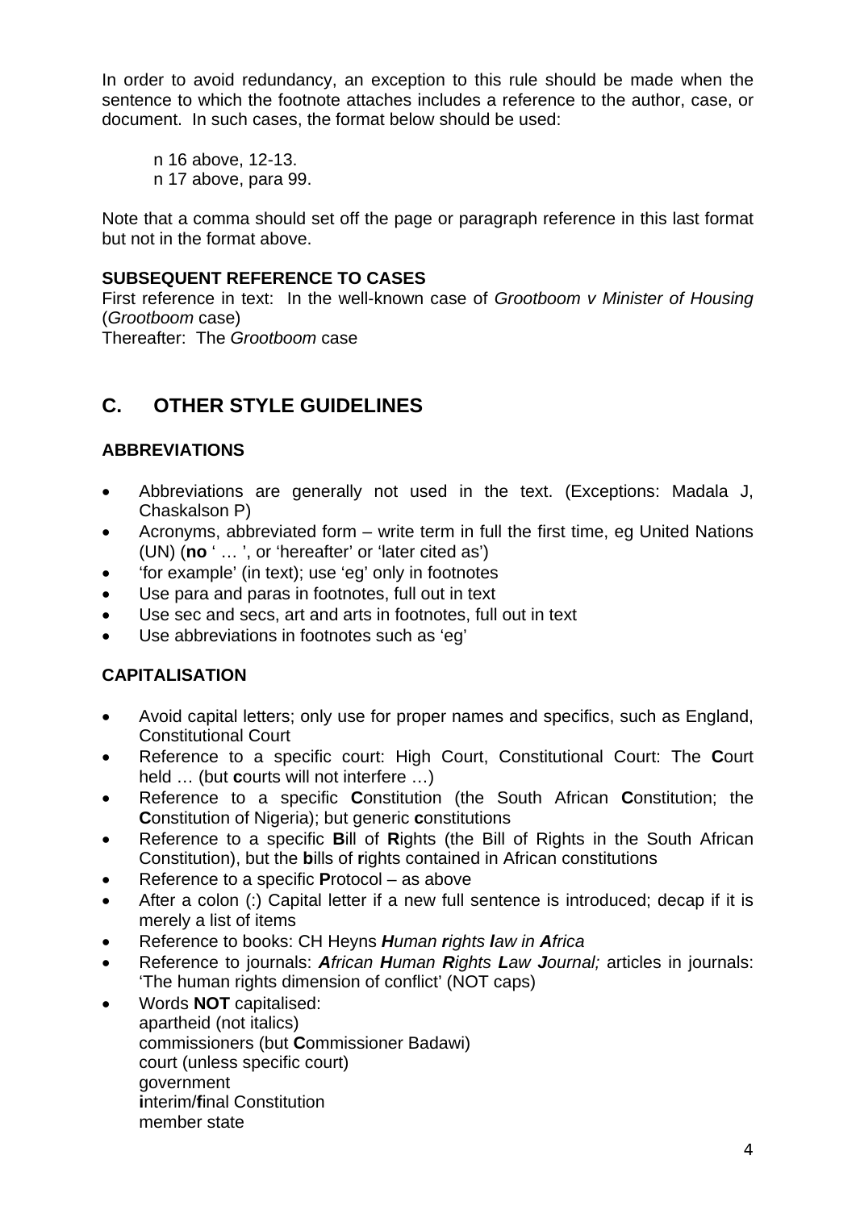In order to avoid redundancy, an exception to this rule should be made when the sentence to which the footnote attaches includes a reference to the author, case, or document. In such cases, the format below should be used:

> n 16 above, 12-13.
> n 17 above, para 99.

Note that a comma should set off the page or paragraph reference in this last format but not in the format above.

**SUBSEQUENT REFERENCE TO CASES**

First reference in text: In the well-known case of *Grootboom v Minister of Housing* (*Grootboom* case)
Thereafter: The *Grootboom* case

## C. OTHER STYLE GUIDELINES

### ABBREVIATIONS

- Abbreviations are generally not used in the text. (Exceptions: Madala J, Chaskalson P)
- Acronyms, abbreviated form – write term in full the first time, eg United Nations (UN) (**no** ' … ', or 'hereafter' or 'later cited as')
- 'for example' (in text); use 'eg' only in footnotes
- Use para and paras in footnotes, full out in text
- Use sec and secs, art and arts in footnotes, full out in text
- Use abbreviations in footnotes such as 'eg'

### CAPITALISATION

- Avoid capital letters; only use for proper names and specifics, such as England, Constitutional Court
- Reference to a specific court: High Court, Constitutional Court: The **C**ourt held … (but **c**ourts will not interfere …)
- Reference to a specific **C**onstitution (the South African **C**onstitution; the **C**onstitution of Nigeria); but generic **c**onstitutions
- Reference to a specific **B**ill of **R**ights (the Bill of Rights in the South African Constitution), but the **b**ills of **r**ights contained in African constitutions
- Reference to a specific **P**rotocol – as above
- After a colon (:) Capital letter if a new full sentence is introduced; decap if it is merely a list of items
- Reference to books: CH Heyns ***H**uman **r**ights **l**aw in **A**frica*
- Reference to journals: ***A**frican **H**uman **R**ights **L**aw **J**ournal;* articles in journals: 'The human rights dimension of conflict' (NOT caps)
- Words **NOT** capitalised:
  apartheid (not italics)
  commissioners (but **C**ommissioner Badawi)
  court (unless specific court)
  government
  **i**nterim/**f**inal Constitution
  member state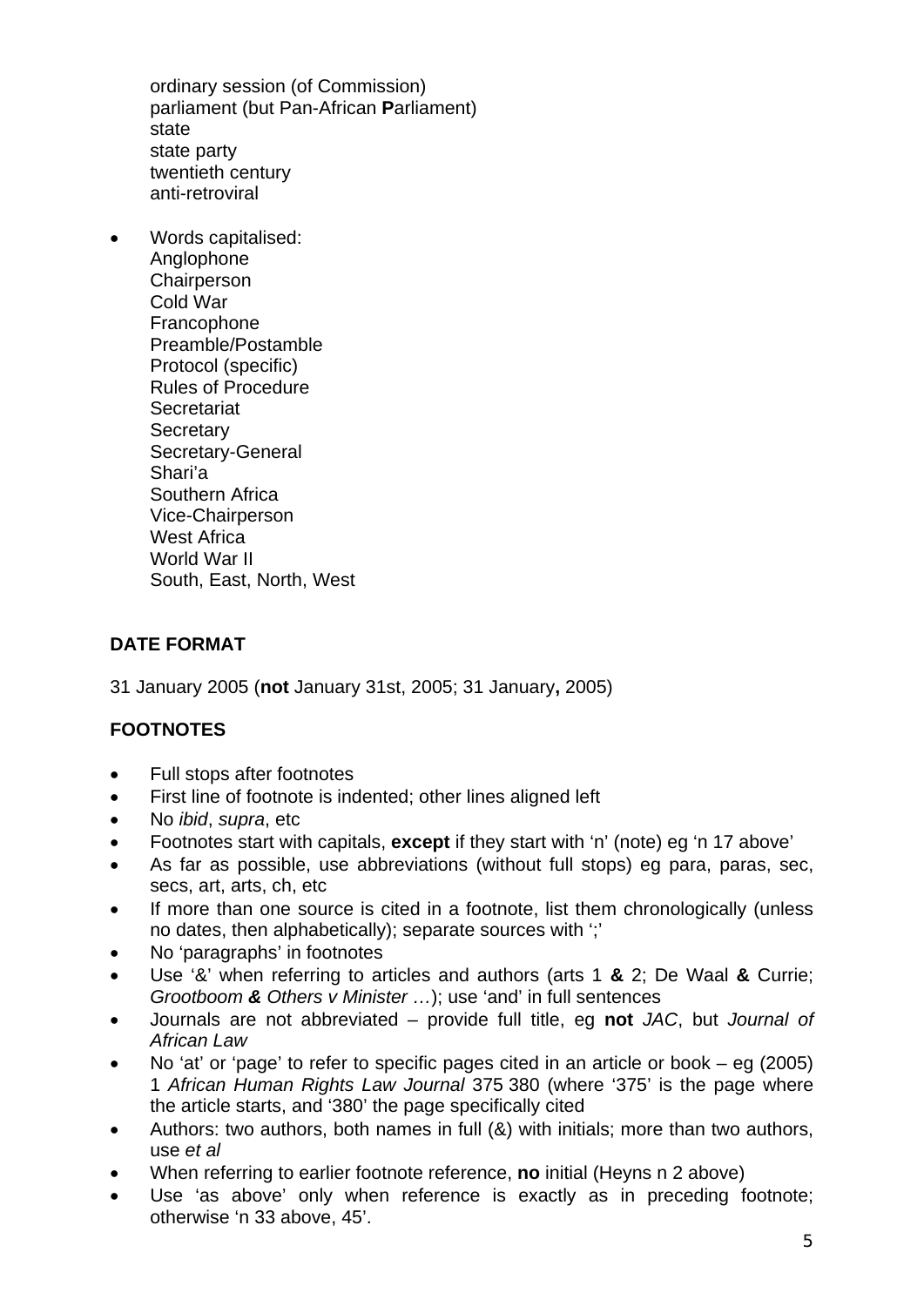ordinary session (of Commission)
parliament (but Pan-African **P**arliament)
state
state party
twentieth century
anti-retroviral

- Words capitalised:
  Anglophone
  Chairperson
  Cold War
  Francophone
  Preamble/Postamble
  Protocol (specific)
  Rules of Procedure
  Secretariat
  Secretary
  Secretary-General
  Shari'a
  Southern Africa
  Vice-Chairperson
  West Africa
  World War II
  South, East, North, West

**DATE FORMAT**

31 January 2005 (**not** January 31st, 2005; 31 January**,** 2005)

**FOOTNOTES**

- Full stops after footnotes
- First line of footnote is indented; other lines aligned left
- No *ibid*, *supra*, etc
- Footnotes start with capitals, **except** if they start with 'n' (note) eg 'n 17 above'
- As far as possible, use abbreviations (without full stops) eg para, paras, sec, secs, art, arts, ch, etc
- If more than one source is cited in a footnote, list them chronologically (unless no dates, then alphabetically); separate sources with ';'
- No 'paragraphs' in footnotes
- Use '&' when referring to articles and authors (arts 1 **&** 2; De Waal **&** Currie; *Grootboom **&** Others v Minister …*); use 'and' in full sentences
- Journals are not abbreviated – provide full title, eg **not** *JAC*, but *Journal of African Law*
- No 'at' or 'page' to refer to specific pages cited in an article or book – eg (2005) 1 *African Human Rights Law Journal* 375 380 (where '375' is the page where the article starts, and '380' the page specifically cited
- Authors: two authors, both names in full (&) with initials; more than two authors, use *et al*
- When referring to earlier footnote reference, **no** initial (Heyns n 2 above)
- Use 'as above' only when reference is exactly as in preceding footnote; otherwise 'n 33 above, 45'.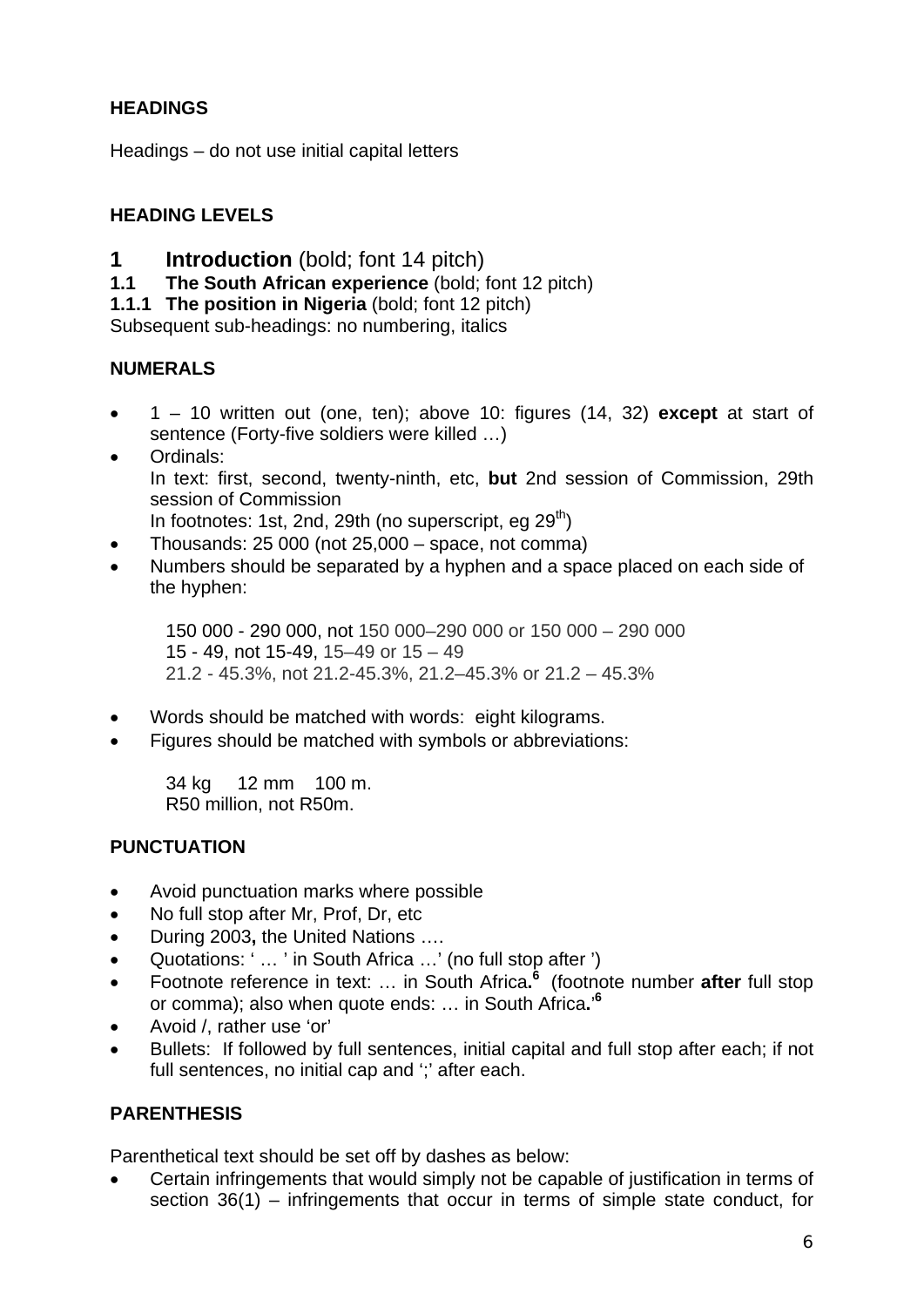**HEADINGS**

Headings – do not use initial capital letters

**HEADING LEVELS**

**1 Introduction** (bold; font 14 pitch)
**1.1 The South African experience** (bold; font 12 pitch)
**1.1.1 The position in Nigeria** (bold; font 12 pitch)
Subsequent sub-headings: no numbering, italics

**NUMERALS**

- 1 – 10 written out (one, ten); above 10: figures (14, 32) **except** at start of sentence (Forty-five soldiers were killed …)
- Ordinals:
  In text: first, second, twenty-ninth, etc, **but** 2nd session of Commission, 29th session of Commission
  In footnotes: 1st, 2nd, 29th (no superscript, eg 29th)
- Thousands: 25 000 (not 25,000 – space, not comma)
- Numbers should be separated by a hyphen and a space placed on each side of the hyphen:

  150 000 - 290 000, not 150 000–290 000 or 150 000 – 290 000
  15 - 49, not 15-49, 15–49 or 15 – 49
  21.2 - 45.3%, not 21.2-45.3%, 21.2–45.3% or 21.2 – 45.3%

- Words should be matched with words: eight kilograms.
- Figures should be matched with symbols or abbreviations:

  34 kg 12 mm 100 m.
  R50 million, not R50m.

**PUNCTUATION**

- Avoid punctuation marks where possible
- No full stop after Mr, Prof, Dr, etc
- During 2003**,** the United Nations ….
- Quotations: ' … ' in South Africa …' (no full stop after ')
- Footnote reference in text: … in South Africa**.**[6] (footnote number **after** full stop or comma); also when quote ends: … in South Africa**.**'[6]
- Avoid /, rather use 'or'
- Bullets: If followed by full sentences, initial capital and full stop after each; if not full sentences, no initial cap and ';' after each.

**PARENTHESIS**

Parenthetical text should be set off by dashes as below:

- Certain infringements that would simply not be capable of justification in terms of section 36(1) – infringements that occur in terms of simple state conduct, for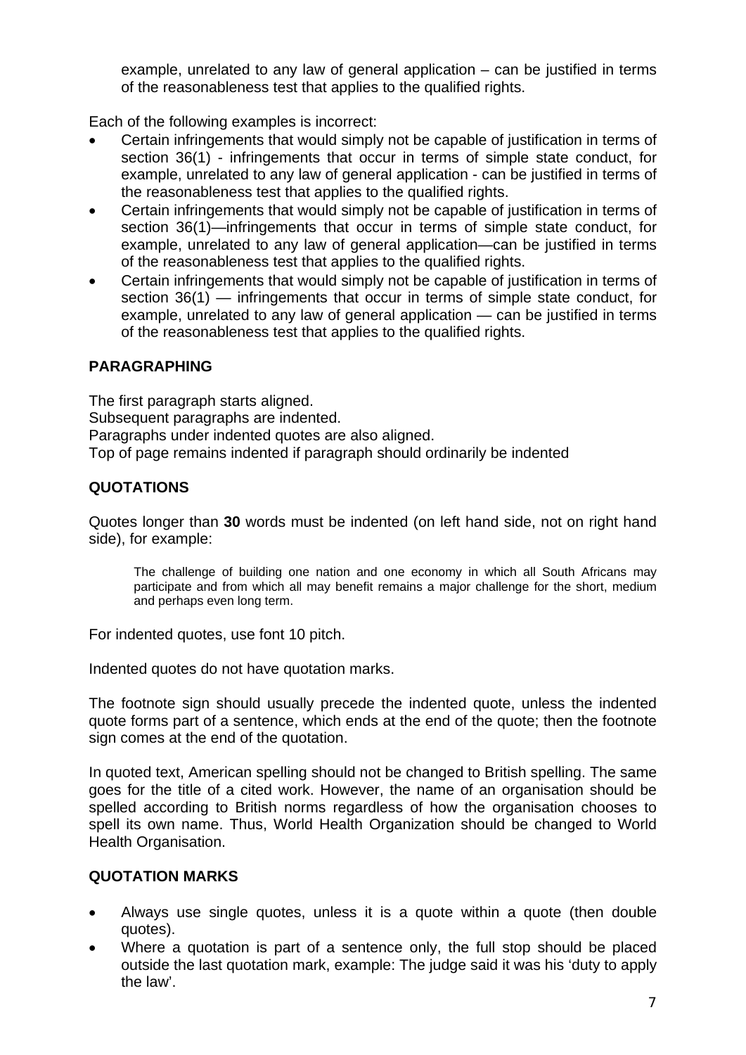example, unrelated to any law of general application – can be justified in terms of the reasonableness test that applies to the qualified rights.

Each of the following examples is incorrect:

- Certain infringements that would simply not be capable of justification in terms of section 36(1) - infringements that occur in terms of simple state conduct, for example, unrelated to any law of general application - can be justified in terms of the reasonableness test that applies to the qualified rights.
- Certain infringements that would simply not be capable of justification in terms of section 36(1)—infringements that occur in terms of simple state conduct, for example, unrelated to any law of general application—can be justified in terms of the reasonableness test that applies to the qualified rights.
- Certain infringements that would simply not be capable of justification in terms of section 36(1) — infringements that occur in terms of simple state conduct, for example, unrelated to any law of general application — can be justified in terms of the reasonableness test that applies to the qualified rights.

## PARAGRAPHING

The first paragraph starts aligned.
Subsequent paragraphs are indented.
Paragraphs under indented quotes are also aligned.
Top of page remains indented if paragraph should ordinarily be indented

## QUOTATIONS

Quotes longer than **30** words must be indented (on left hand side, not on right hand side), for example:

> The challenge of building one nation and one economy in which all South Africans may participate and from which all may benefit remains a major challenge for the short, medium and perhaps even long term.

For indented quotes, use font 10 pitch.

Indented quotes do not have quotation marks.

The footnote sign should usually precede the indented quote, unless the indented quote forms part of a sentence, which ends at the end of the quote; then the footnote sign comes at the end of the quotation.

In quoted text, American spelling should not be changed to British spelling. The same goes for the title of a cited work. However, the name of an organisation should be spelled according to British norms regardless of how the organisation chooses to spell its own name. Thus, World Health Organization should be changed to World Health Organisation.

## QUOTATION MARKS

- Always use single quotes, unless it is a quote within a quote (then double quotes).
- Where a quotation is part of a sentence only, the full stop should be placed outside the last quotation mark, example: The judge said it was his 'duty to apply the law'.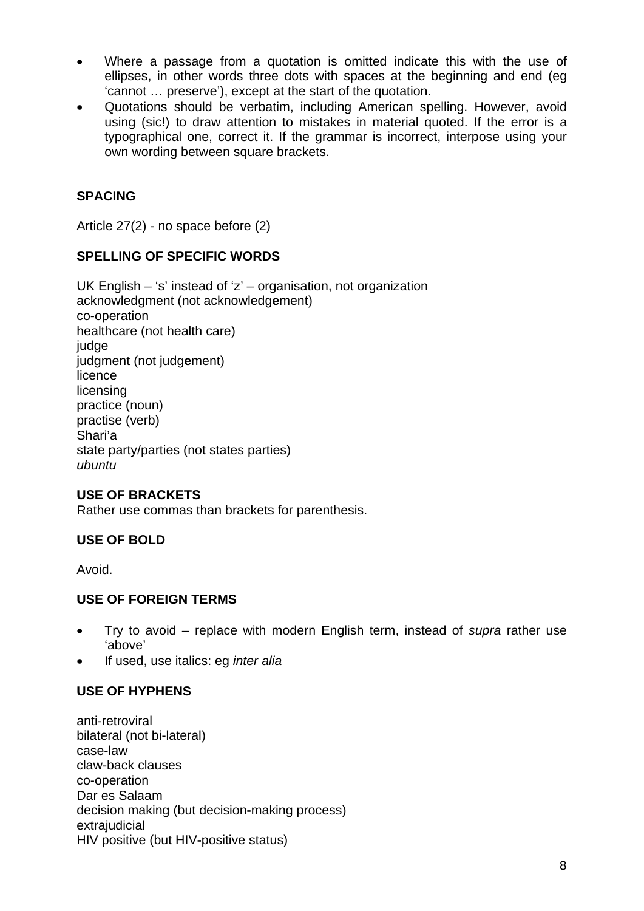- Where a passage from a quotation is omitted indicate this with the use of ellipses, in other words three dots with spaces at the beginning and end (eg 'cannot … preserve'), except at the start of the quotation.
- Quotations should be verbatim, including American spelling. However, avoid using (sic!) to draw attention to mistakes in material quoted. If the error is a typographical one, correct it. If the grammar is incorrect, interpose using your own wording between square brackets.

**SPACING**

Article 27(2) - no space before (2)

**SPELLING OF SPECIFIC WORDS**

UK English – 's' instead of 'z' – organisation, not organization
acknowledgment (not acknowledg**e**ment)
co-operation
healthcare (not health care)
judge
judgment (not judg**e**ment)
licence
licensing
practice (noun)
practise (verb)
Shari'a
state party/parties (not states parties)
*ubuntu*

**USE OF BRACKETS**

Rather use commas than brackets for parenthesis.

**USE OF BOLD**

Avoid.

**USE OF FOREIGN TERMS**

- Try to avoid – replace with modern English term, instead of *supra* rather use 'above'
- If used, use italics: eg *inter alia*

**USE OF HYPHENS**

anti-retroviral
bilateral (not bi-lateral)
case-law
claw-back clauses
co-operation
Dar es Salaam
decision making (but decision**-**making process)
extrajudicial
HIV positive (but HIV**-**positive status)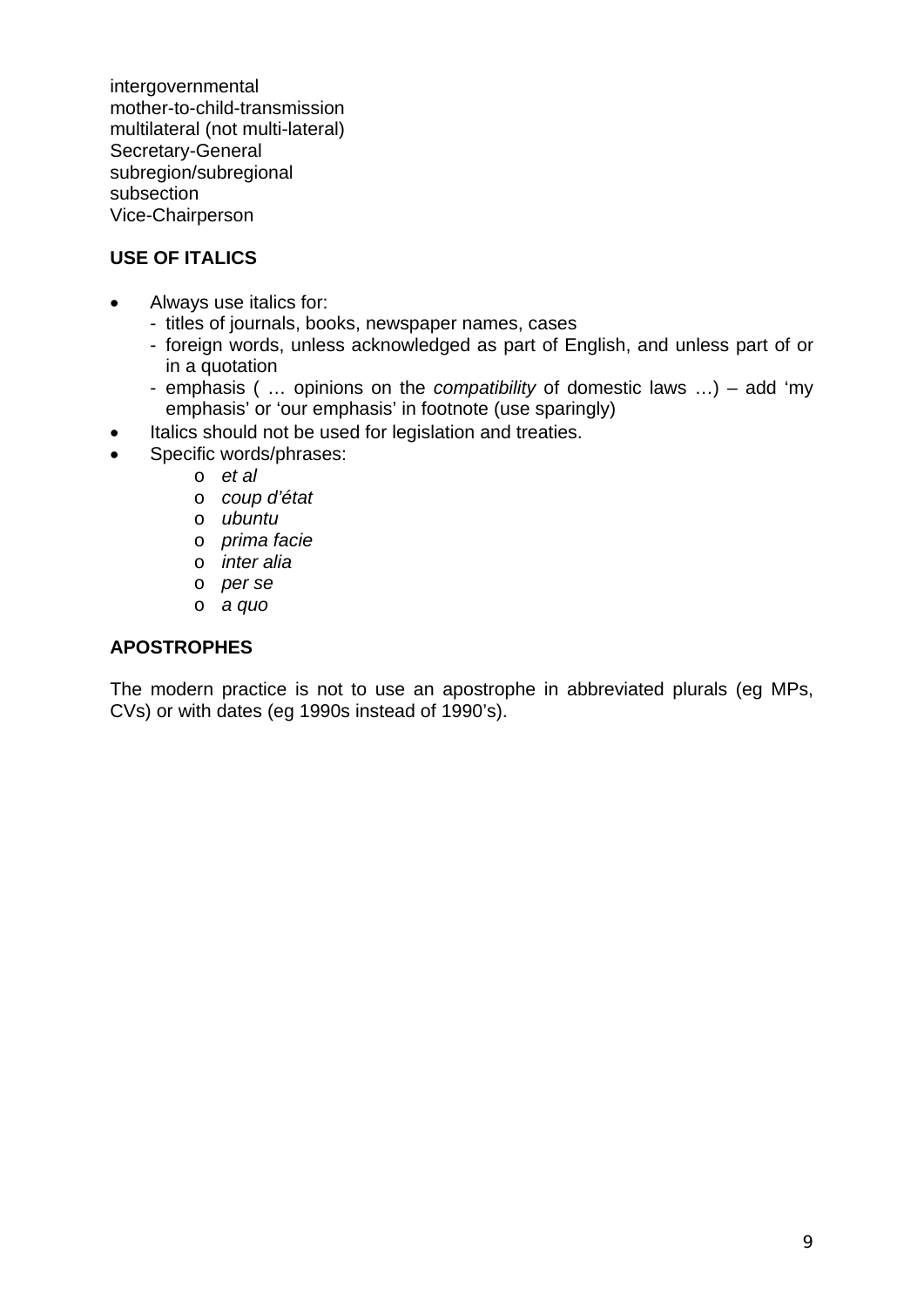intergovernmental
mother-to-child-transmission
multilateral (not multi-lateral)
Secretary-General
subregion/subregional
subsection
Vice-Chairperson

## USE OF ITALICS

- Always use italics for:
  - titles of journals, books, newspaper names, cases
  - foreign words, unless acknowledged as part of English, and unless part of or in a quotation
  - emphasis ( … opinions on the *compatibility* of domestic laws …) – add 'my emphasis' or 'our emphasis' in footnote (use sparingly)
- Italics should not be used for legislation and treaties.
- Specific words/phrases:
  - *et al*
  - *coup d'état*
  - *ubuntu*
  - *prima facie*
  - *inter alia*
  - *per se*
  - *a quo*

## APOSTROPHES

The modern practice is not to use an apostrophe in abbreviated plurals (eg MPs, CVs) or with dates (eg 1990s instead of 1990's).